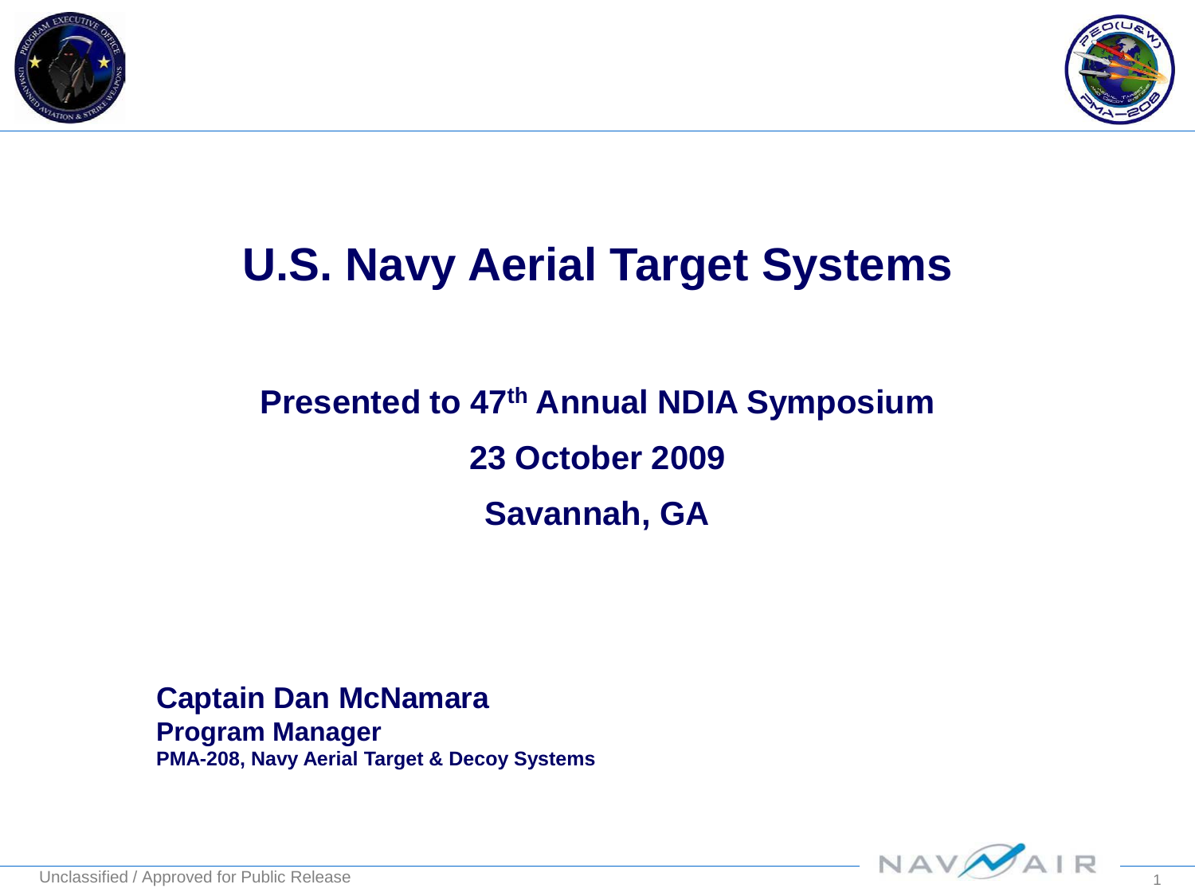# U.S. Navy Aerial Target Systems

**Presented to 47th Annual NDIA Symposium**

**23 October 2009**

**Savannah, GA**

**Captain Dan McNamara**
**Program Manager**
**PMA-208, Navy Aerial Target & Decoy Systems**

Unclassified / Approved for Public Release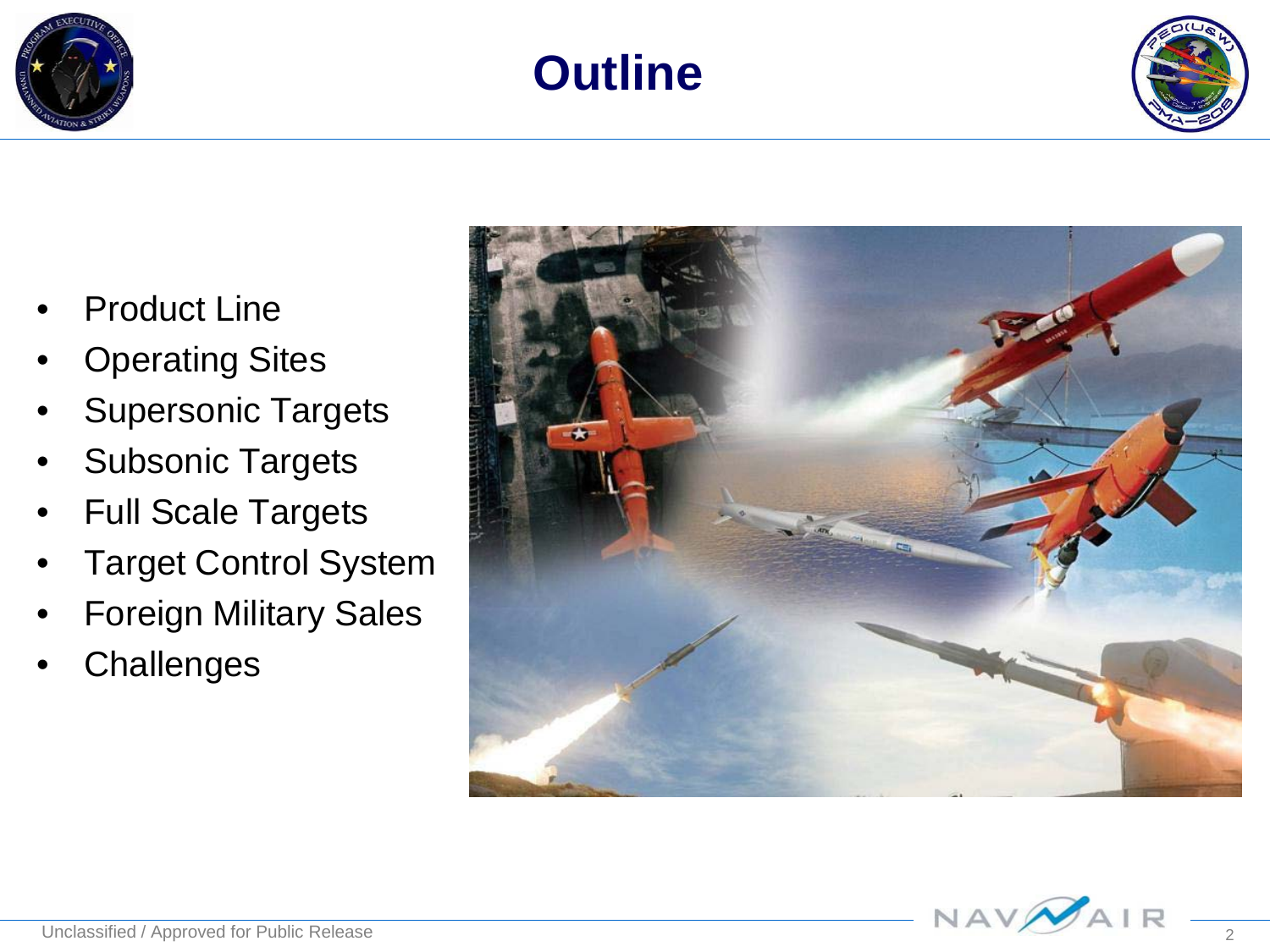# Outline

- Product Line
- Operating Sites
- Supersonic Targets
- Subsonic Targets
- Full Scale Targets
- Target Control System
- Foreign Military Sales
- Challenges

Unclassified / Approved for Public Release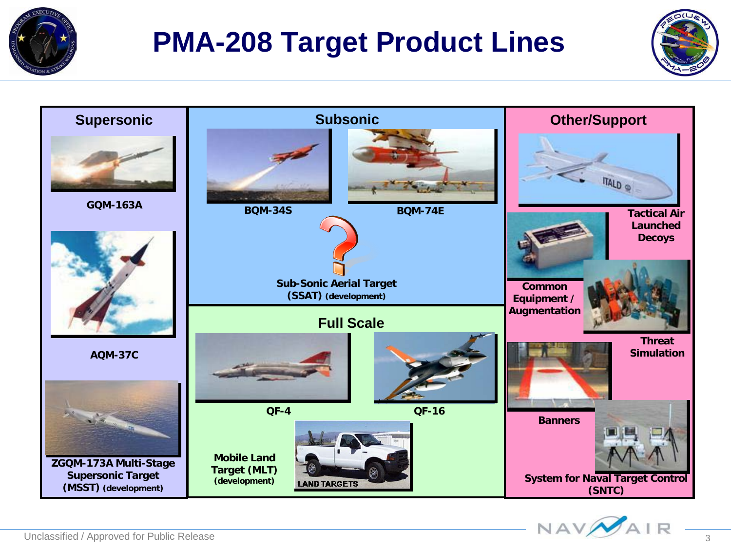# PMA-208 Target Product Lines

## Supersonic

- GQM-163A
- AQM-37C
- ZGQM-173A Multi-Stage Supersonic Target (MSST) (development)

## Subsonic

- BQM-34S
- BQM-74E
- Sub-Sonic Aerial Target (SSAT) (development)

## Full Scale

- QF-4
- QF-16
- Mobile Land Target (MLT) (development)

LAND TARGETS

## Other/Support

- Tactical Air Launched Decoys
- Common Equipment / Augmentation
- Threat Simulation
- Banners
- System for Naval Target Control (SNTC)

Unclassified / Approved for Public Release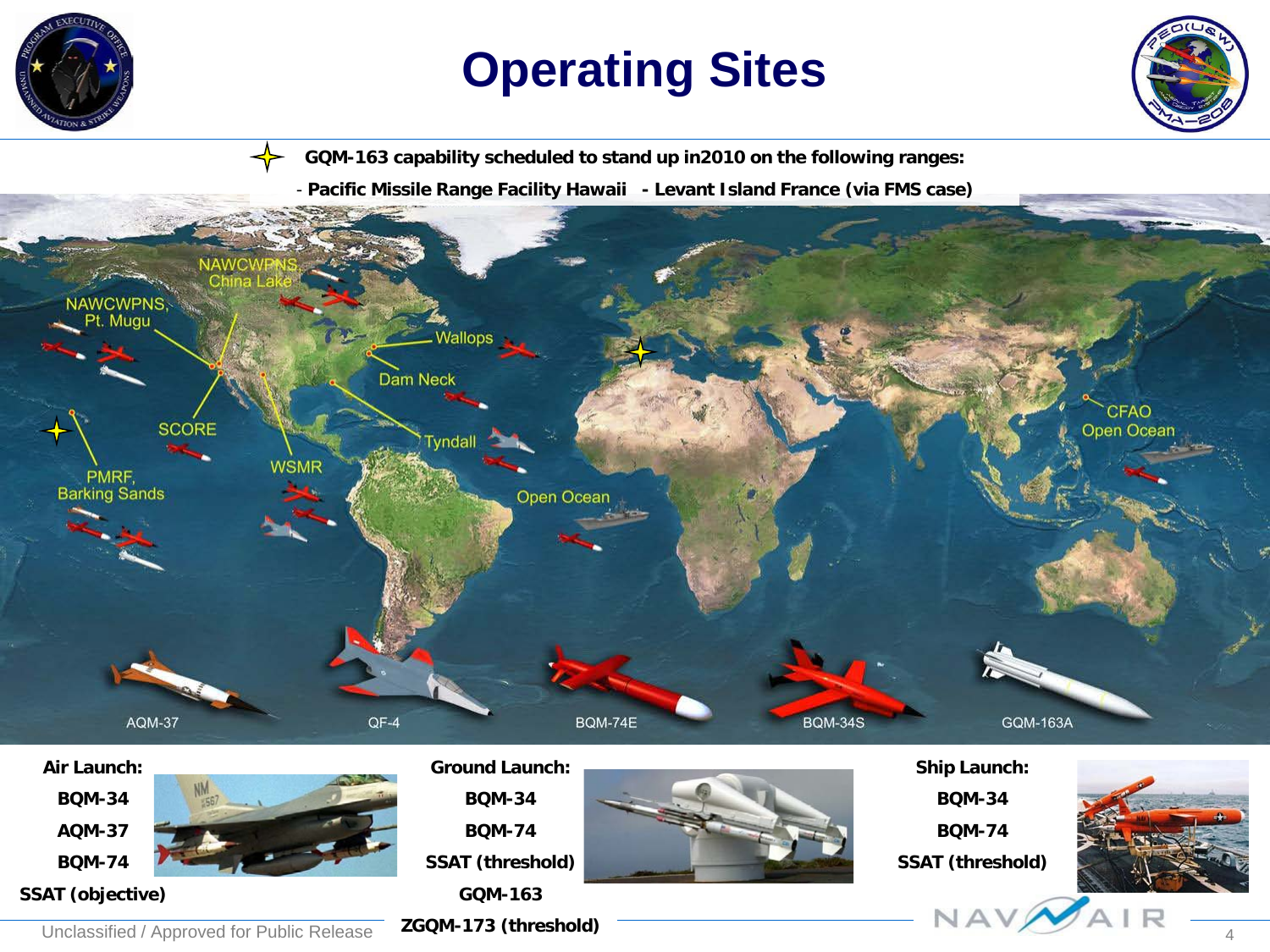# Operating Sites

- GQM-163 capability scheduled to stand up in2010 on the following ranges:
  - Pacific Missile Range Facility Hawaii - Levant Island France (via FMS case)

NAWCWPNS, China Lake

NAWCWPNS, Pt. Mugu

Wallops

Dam Neck

SCORE

Tyndall

WSMR

PMRF, Barking Sands

Open Ocean

CFAO Open Ocean

AQM-37 | QF-4 | BQM-74E | BQM-34S | GQM-163A

**Air Launch:**
- **BQM-34**
- **AQM-37**
- **BQM-74**
- **SSAT (objective)**

**Ground Launch:**
- **BQM-34**
- **BQM-74**
- **SSAT (threshold)**
- **GQM-163**
- **ZGQM-173 (threshold)**

**Ship Launch:**
- **BQM-34**
- **BQM-74**
- **SSAT (threshold)**

Unclassified / Approved for Public Release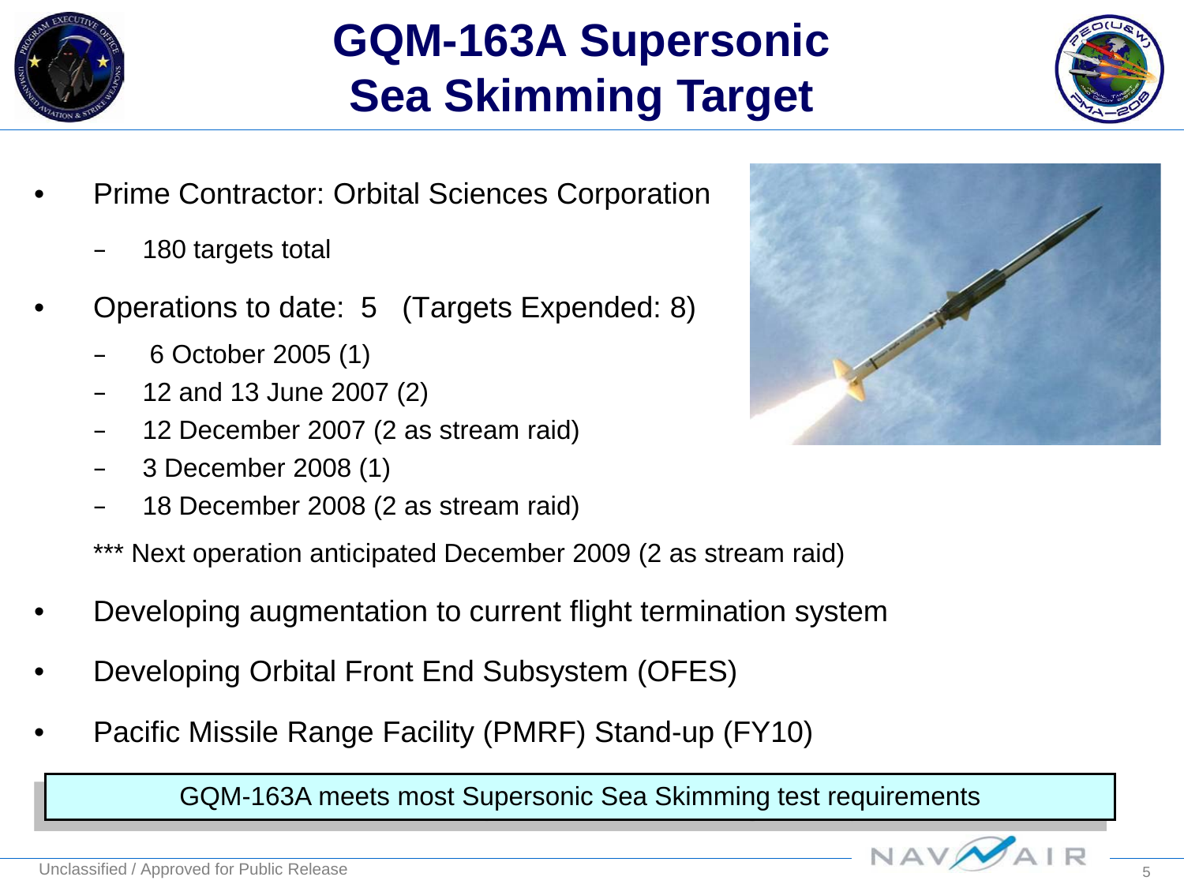# GQM-163A Supersonic Sea Skimming Target

- Prime Contractor: Orbital Sciences Corporation
  - 180 targets total
- Operations to date: 5 (Targets Expended: 8)
  - 6 October 2005 (1)
  - 12 and 13 June 2007 (2)
  - 12 December 2007 (2 as stream raid)
  - 3 December 2008 (1)
  - 18 December 2008 (2 as stream raid)

  *** Next operation anticipated December 2009 (2 as stream raid)
- Developing augmentation to current flight termination system
- Developing Orbital Front End Subsystem (OFES)
- Pacific Missile Range Facility (PMRF) Stand-up (FY10)

GQM-163A meets most Supersonic Sea Skimming test requirements

Unclassified / Approved for Public Release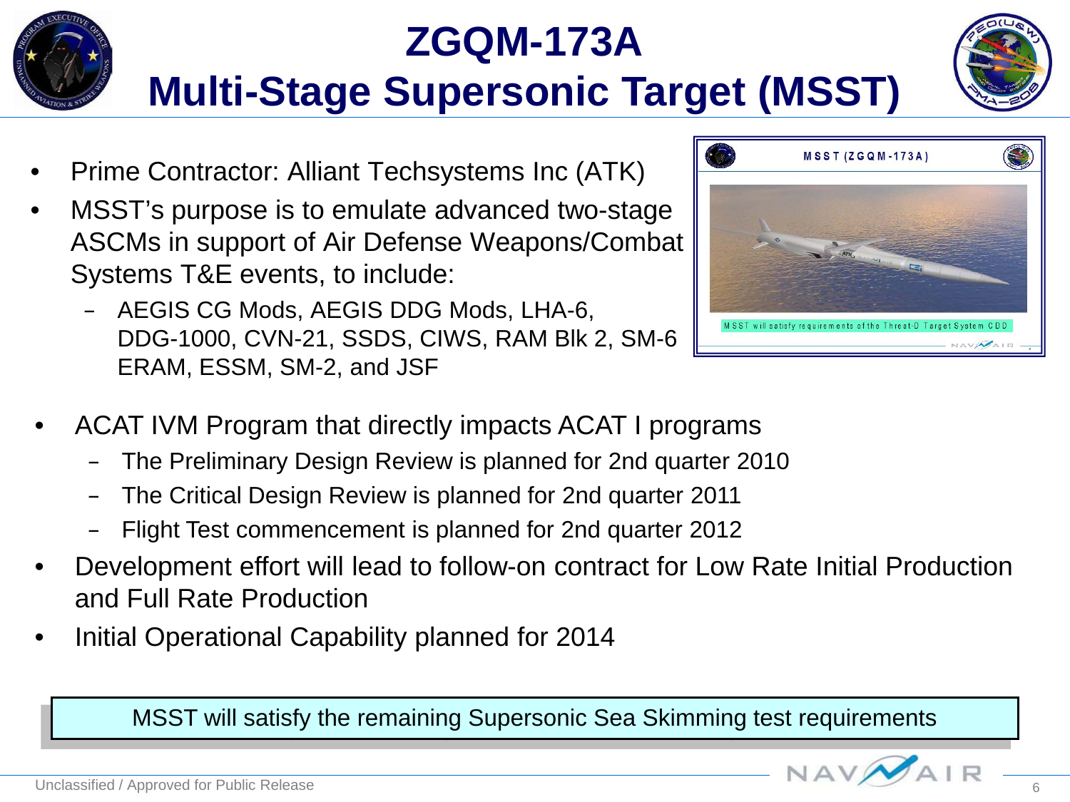# ZGQM-173A
# Multi-Stage Supersonic Target (MSST)

- Prime Contractor: Alliant Techsystems Inc (ATK)
- MSST's purpose is to emulate advanced two-stage ASCMs in support of Air Defense Weapons/Combat Systems T&E events, to include:
  - AEGIS CG Mods, AEGIS DDG Mods, LHA-6, DDG-1000, CVN-21, SSDS, CIWS, RAM Blk 2, SM-6 ERAM, ESSM, SM-2, and JSF

MSST (ZGQM-173A)

MSST will satisfy requirements of the Threat-D Target System CDD

- ACAT IVM Program that directly impacts ACAT I programs
  - The Preliminary Design Review is planned for 2nd quarter 2010
  - The Critical Design Review is planned for 2nd quarter 2011
  - Flight Test commencement is planned for 2nd quarter 2012
- Development effort will lead to follow-on contract for Low Rate Initial Production and Full Rate Production
- Initial Operational Capability planned for 2014

MSST will satisfy the remaining Supersonic Sea Skimming test requirements

Unclassified / Approved for Public Release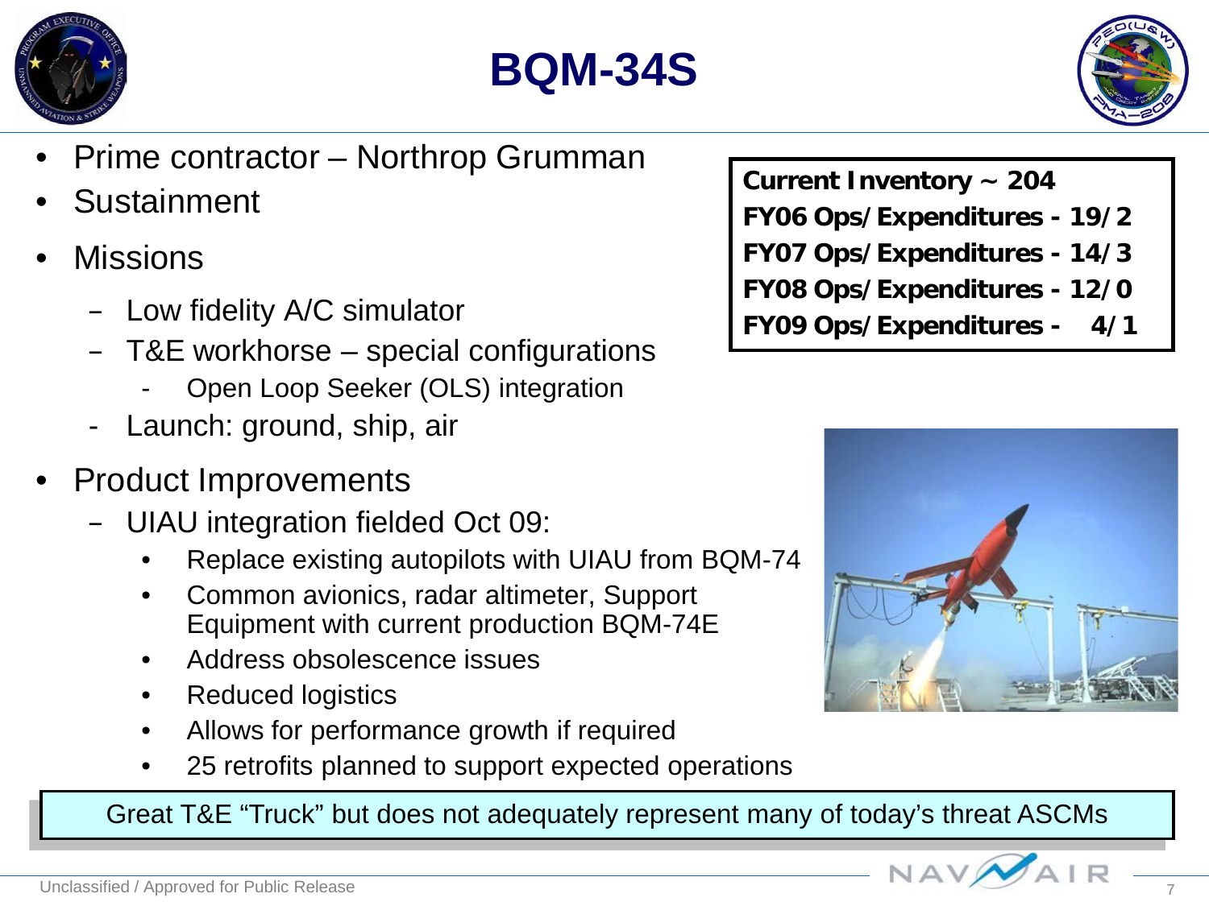# BQM-34S

- Prime contractor – Northrop Grumman
- Sustainment
- Missions
  - Low fidelity A/C simulator
  - T&E workhorse – special configurations
    - Open Loop Seeker (OLS) integration
  - Launch: ground, ship, air
- Product Improvements
  - UIAU integration fielded Oct 09:
    - Replace existing autopilots with UIAU from BQM-74
    - Common avionics, radar altimeter, Support Equipment with current production BQM-74E
    - Address obsolescence issues
    - Reduced logistics
    - Allows for performance growth if required
    - 25 retrofits planned to support expected operations

**Current Inventory ~ 204**
**FY06 Ops/Expenditures - 19/2**
**FY07 Ops/Expenditures - 14/3**
**FY08 Ops/Expenditures - 12/0**
**FY09 Ops/Expenditures - 4/1**

Great T&E "Truck" but does not adequately represent many of today's threat ASCMs

Unclassified / Approved for Public Release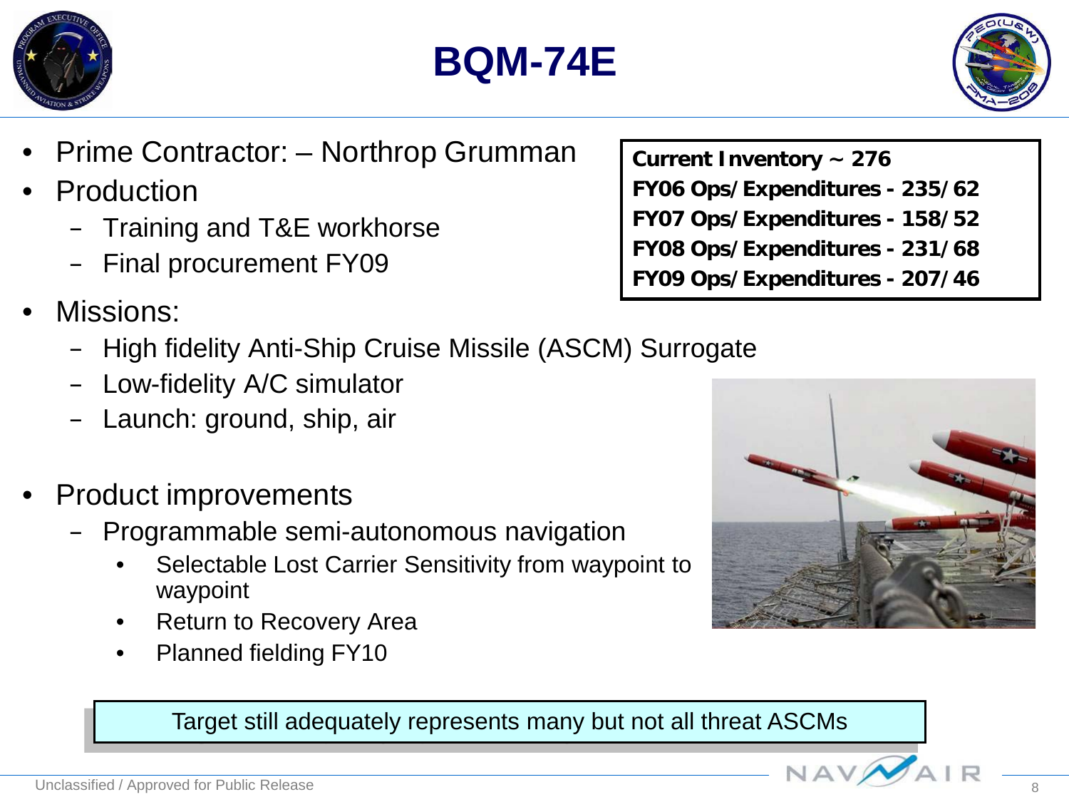# BQM-74E

- Prime Contractor: – Northrop Grumman
- Production
  - Training and T&E workhorse
  - Final procurement FY09
- Missions:
  - High fidelity Anti-Ship Cruise Missile (ASCM) Surrogate
  - Low-fidelity A/C simulator
  - Launch: ground, ship, air
- Product improvements
  - Programmable semi-autonomous navigation
    - Selectable Lost Carrier Sensitivity from waypoint to waypoint
    - Return to Recovery Area
    - Planned fielding FY10

**Current Inventory ~ 276**
**FY06 Ops/Expenditures - 235/62**
**FY07 Ops/Expenditures - 158/52**
**FY08 Ops/Expenditures - 231/68**
**FY09 Ops/Expenditures - 207/46**

Target still adequately represents many but not all threat ASCMs

Unclassified / Approved for Public Release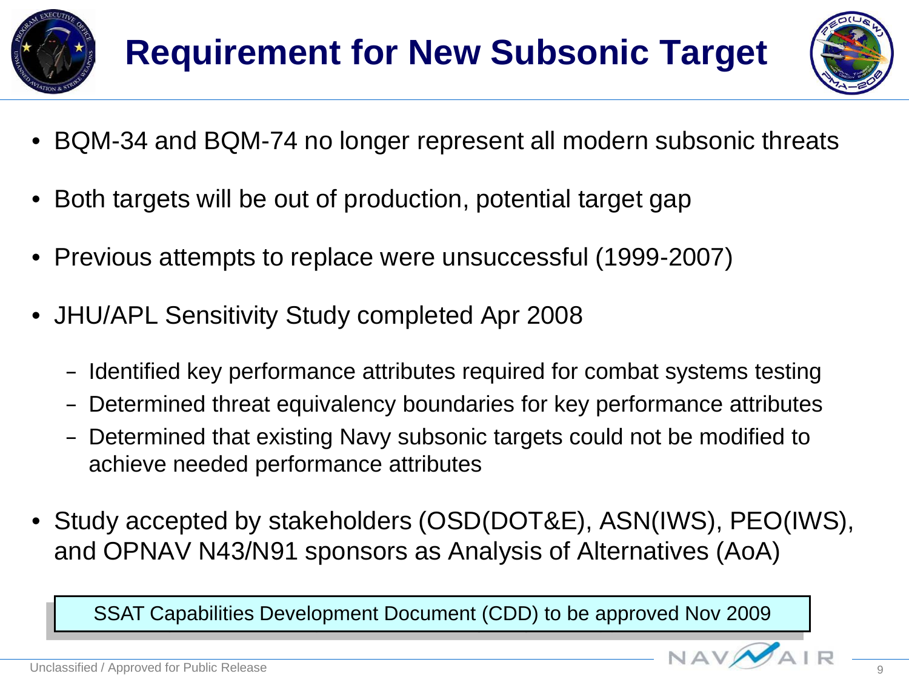# Requirement for New Subsonic Target

- BQM-34 and BQM-74 no longer represent all modern subsonic threats
- Both targets will be out of production, potential target gap
- Previous attempts to replace were unsuccessful (1999-2007)
- JHU/APL Sensitivity Study completed Apr 2008
  - Identified key performance attributes required for combat systems testing
  - Determined threat equivalency boundaries for key performance attributes
  - Determined that existing Navy subsonic targets could not be modified to achieve needed performance attributes
- Study accepted by stakeholders (OSD(DOT&E), ASN(IWS), PEO(IWS), and OPNAV N43/N91 sponsors as Analysis of Alternatives (AoA)

SSAT Capabilities Development Document (CDD) to be approved Nov 2009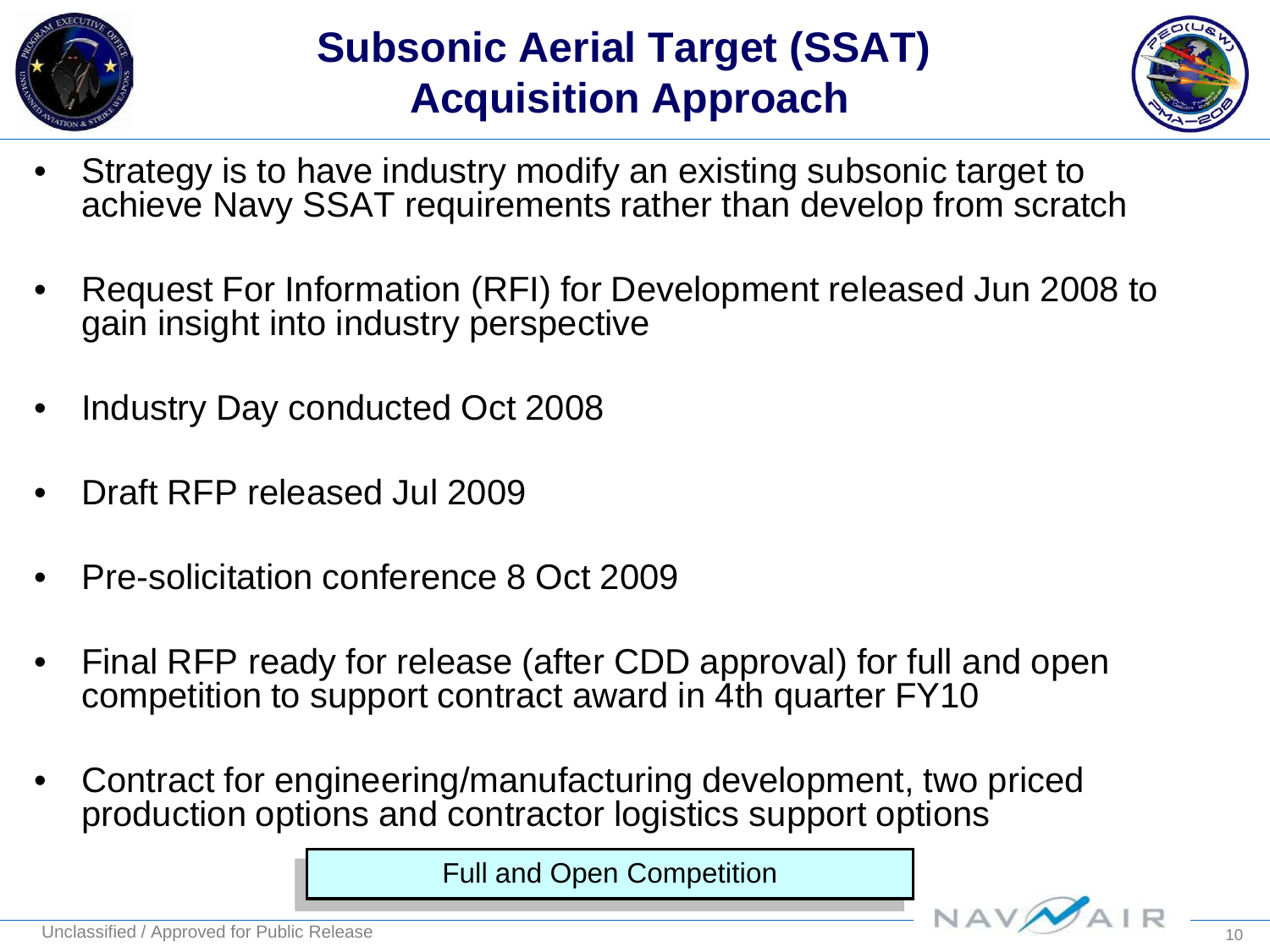# Subsonic Aerial Target (SSAT) Acquisition Approach

- Strategy is to have industry modify an existing subsonic target to achieve Navy SSAT requirements rather than develop from scratch
- Request For Information (RFI) for Development released Jun 2008 to gain insight into industry perspective
- Industry Day conducted Oct 2008
- Draft RFP released Jul 2009
- Pre-solicitation conference 8 Oct 2009
- Final RFP ready for release (after CDD approval) for full and open competition to support contract award in 4th quarter FY10
- Contract for engineering/manufacturing development, two priced production options and contractor logistics support options

Full and Open Competition

Unclassified / Approved for Public Release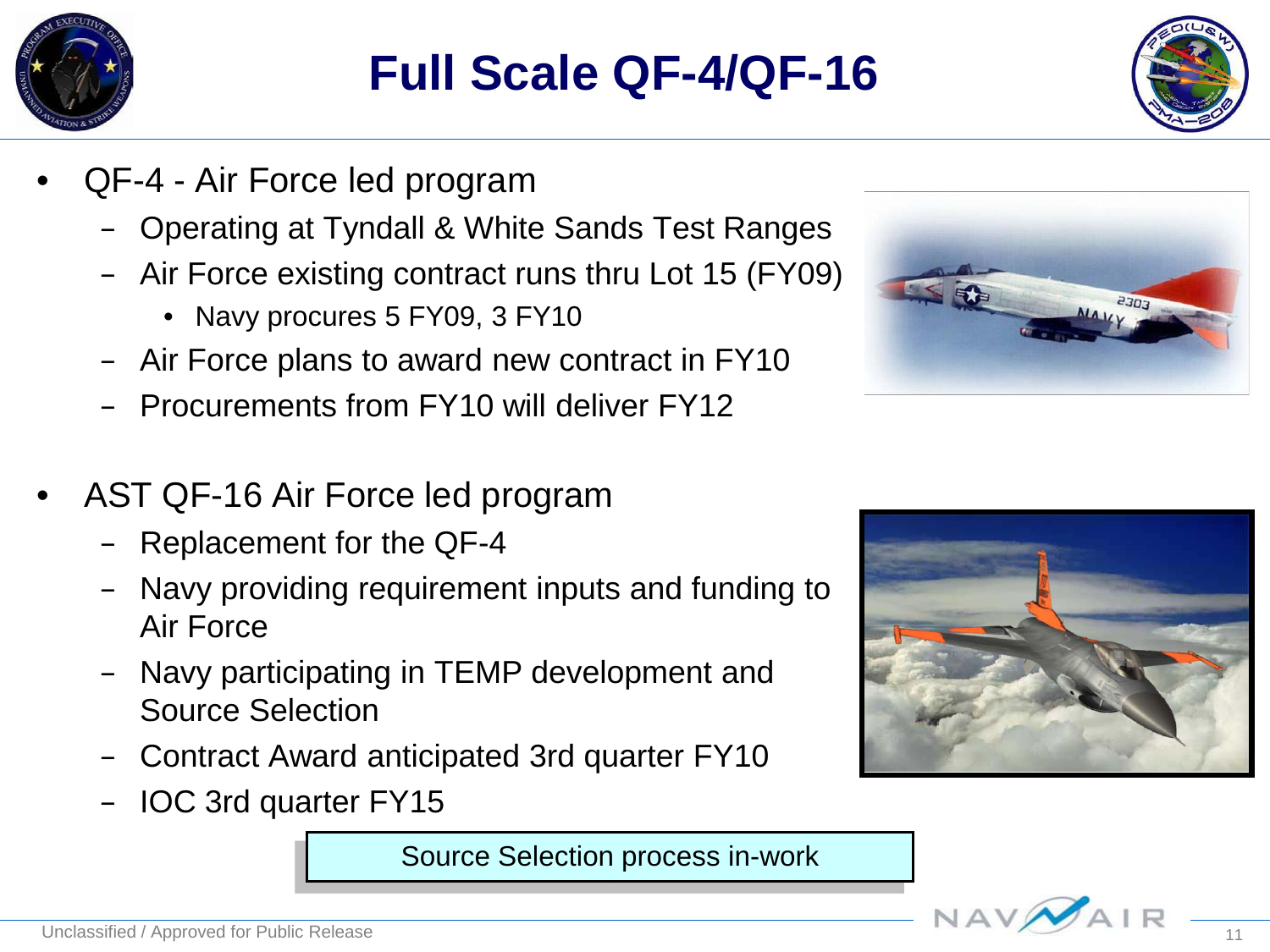# Full Scale QF-4/QF-16

- QF-4 - Air Force led program
  - Operating at Tyndall & White Sands Test Ranges
  - Air Force existing contract runs thru Lot 15 (FY09)
    - Navy procures 5 FY09, 3 FY10
  - Air Force plans to award new contract in FY10
  - Procurements from FY10 will deliver FY12

- AST QF-16 Air Force led program
  - Replacement for the QF-4
  - Navy providing requirement inputs and funding to Air Force
  - Navy participating in TEMP development and Source Selection
  - Contract Award anticipated 3rd quarter FY10
  - IOC 3rd quarter FY15

Source Selection process in-work

Unclassified / Approved for Public Release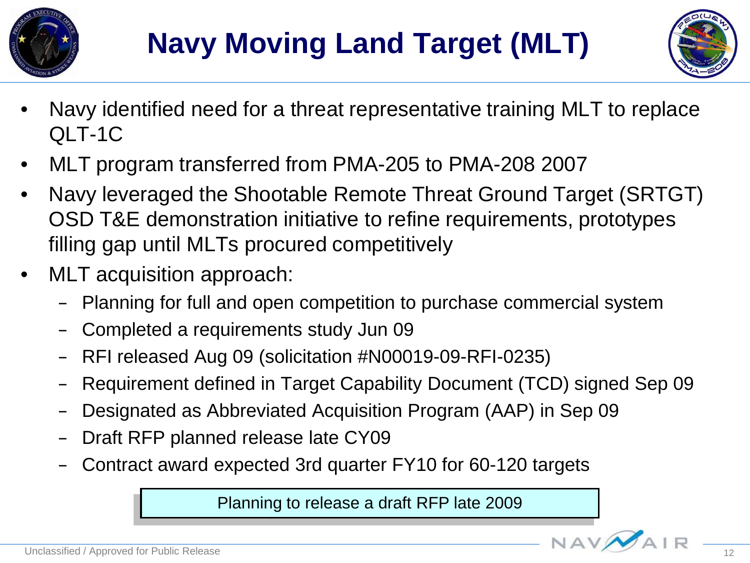# Navy Moving Land Target (MLT)

- Navy identified need for a threat representative training MLT to replace QLT-1C
- MLT program transferred from PMA-205 to PMA-208 2007
- Navy leveraged the Shootable Remote Threat Ground Target (SRTGT) OSD T&E demonstration initiative to refine requirements, prototypes filling gap until MLTs procured competitively
- MLT acquisition approach:
  - Planning for full and open competition to purchase commercial system
  - Completed a requirements study Jun 09
  - RFI released Aug 09 (solicitation #N00019-09-RFI-0235)
  - Requirement defined in Target Capability Document (TCD) signed Sep 09
  - Designated as Abbreviated Acquisition Program (AAP) in Sep 09
  - Draft RFP planned release late CY09
  - Contract award expected 3rd quarter FY10 for 60-120 targets

Planning to release a draft RFP late 2009

Unclassified / Approved for Public Release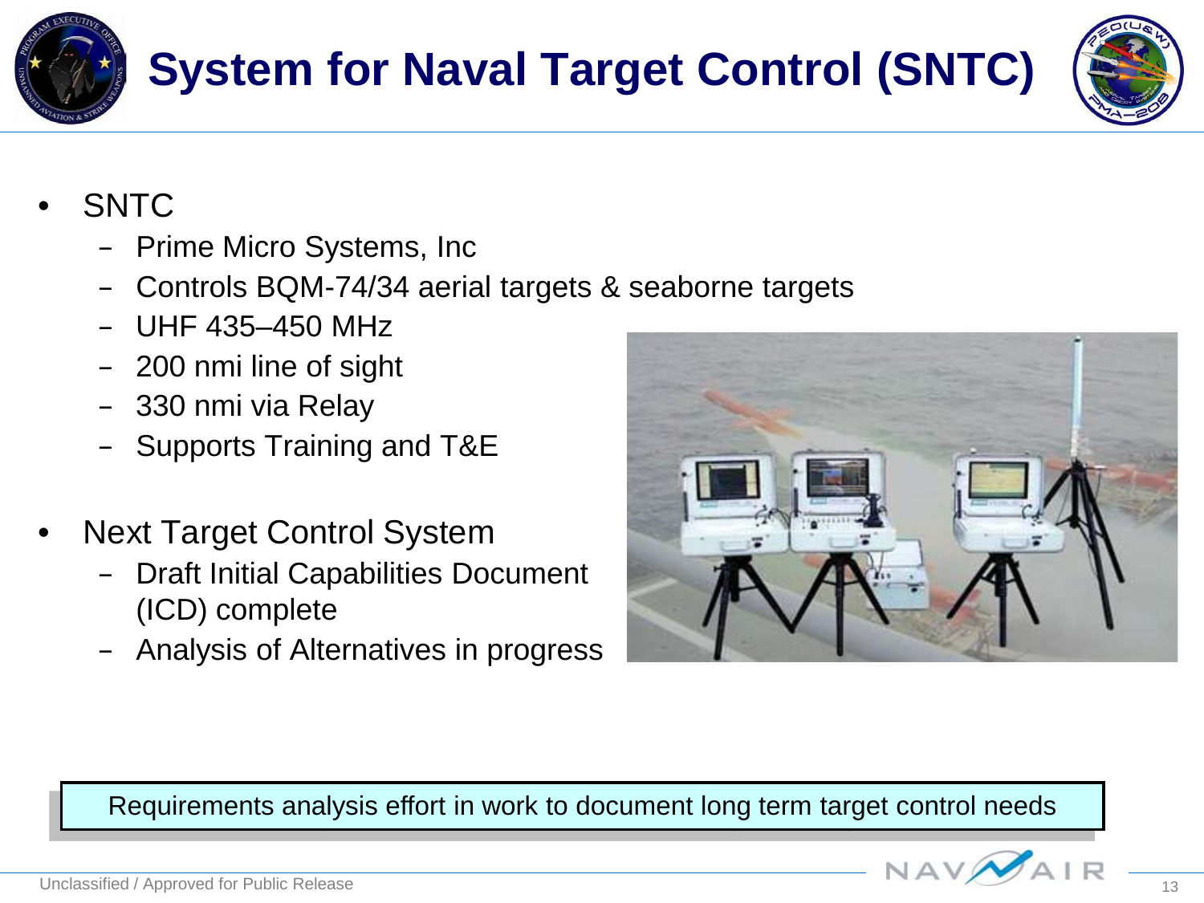# System for Naval Target Control (SNTC)

- SNTC
  - Prime Micro Systems, Inc
  - Controls BQM-74/34 aerial targets & seaborne targets
  - UHF 435–450 MHz
  - 200 nmi line of sight
  - 330 nmi via Relay
  - Supports Training and T&E
- Next Target Control System
  - Draft Initial Capabilities Document (ICD) complete
  - Analysis of Alternatives in progress

Requirements analysis effort in work to document long term target control needs

Unclassified / Approved for Public Release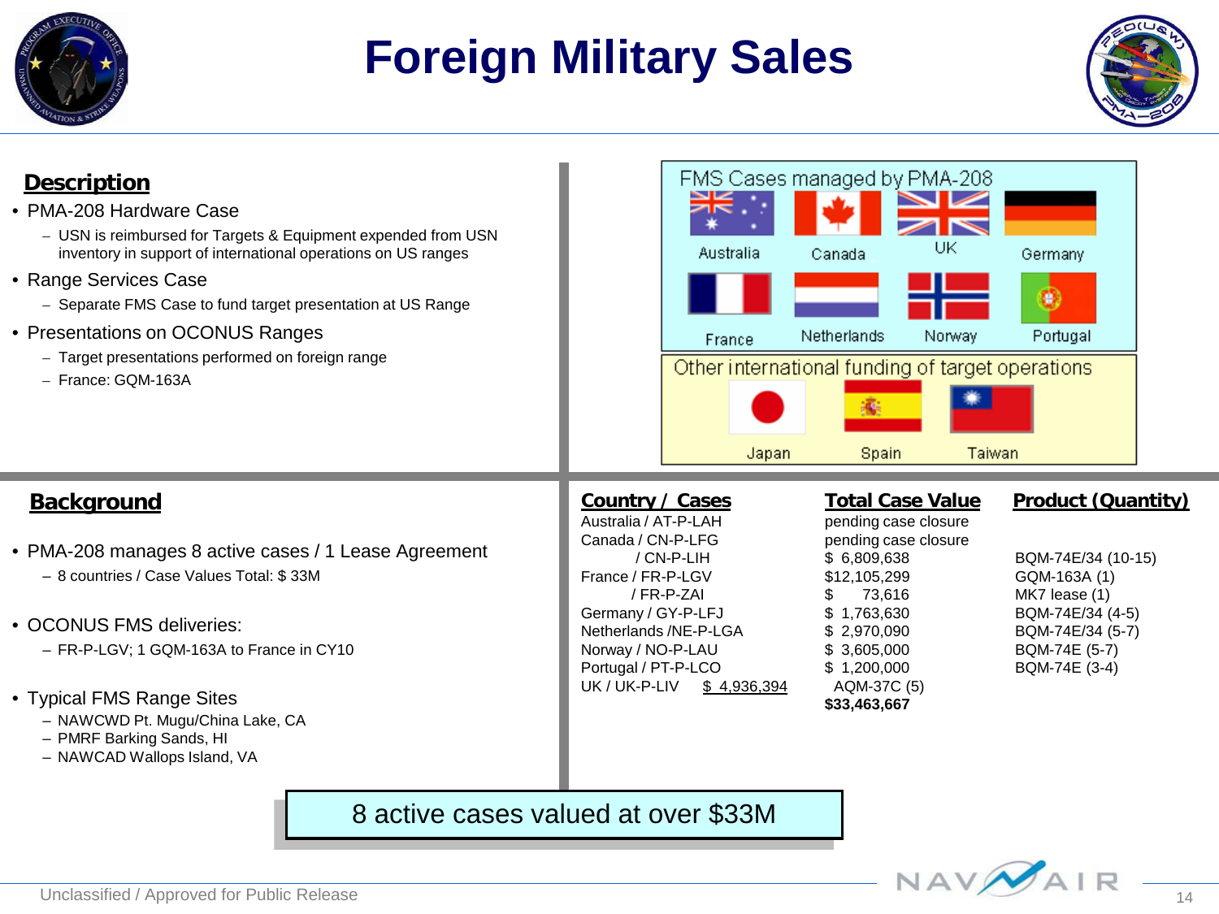# Foreign Military Sales

## Description

- PMA-208 Hardware Case
  - USN is reimbursed for Targets & Equipment expended from USN inventory in support of international operations on US ranges
- Range Services Case
  - Separate FMS Case to fund target presentation at US Range
- Presentations on OCONUS Ranges
  - Target presentations performed on foreign range
  - France: GQM-163A

**FMS Cases managed by PMA-208**

Australia, Canada, UK, Germany, France, Netherlands, Norway, Portugal

**Other international funding of target operations**

Japan, Spain, Taiwan

## Background

- PMA-208 manages 8 active cases / 1 Lease Agreement
  - 8 countries / Case Values Total: $ 33M
- OCONUS FMS deliveries:
  - FR-P-LGV; 1 GQM-163A to France in CY10
- Typical FMS Range Sites
  - NAWCWD Pt. Mugu/China Lake, CA
  - PMRF Barking Sands, HI
  - NAWCAD Wallops Island, VA

| Country / Cases | Total Case Value | Product (Quantity) |
|---|---|---|
| Australia / AT-P-LAH | pending case closure | |
| Canada / CN-P-LFG | pending case closure | |
| / CN-P-LIH | $ 6,809,638 | BQM-74E/34 (10-15) |
| France / FR-P-LGV | $12,105,299 | GQM-163A (1) |
| / FR-P-ZAI | $ 73,616 | MK7 lease (1) |
| Germany / GY-P-LFJ | $ 1,763,630 | BQM-74E/34 (4-5) |
| Netherlands /NE-P-LGA | $ 2,970,090 | BQM-74E/34 (5-7) |
| Norway / NO-P-LAU | $ 3,605,000 | BQM-74E (5-7) |
| Portugal / PT-P-LCO | $ 1,200,000 | BQM-74E (3-4) |
| UK / UK-P-LIV | $ 4,936,394 | AQM-37C (5) |
| | **$33,463,667** | |

8 active cases valued at over $33M

Unclassified / Approved for Public Release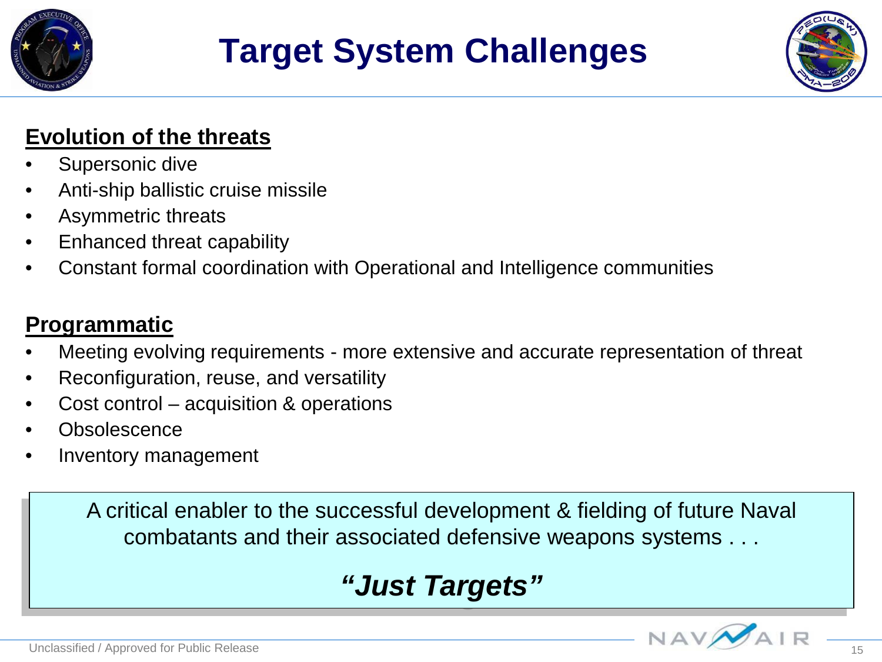# Target System Challenges

## Evolution of the threats

- Supersonic dive
- Anti-ship ballistic cruise missile
- Asymmetric threats
- Enhanced threat capability
- Constant formal coordination with Operational and Intelligence communities

## Programmatic

- Meeting evolving requirements - more extensive and accurate representation of threat
- Reconfiguration, reuse, and versatility
- Cost control – acquisition & operations
- Obsolescence
- Inventory management

A critical enabler to the successful development & fielding of future Naval combatants and their associated defensive weapons systems . . .

***"Just Targets"***

Unclassified / Approved for Public Release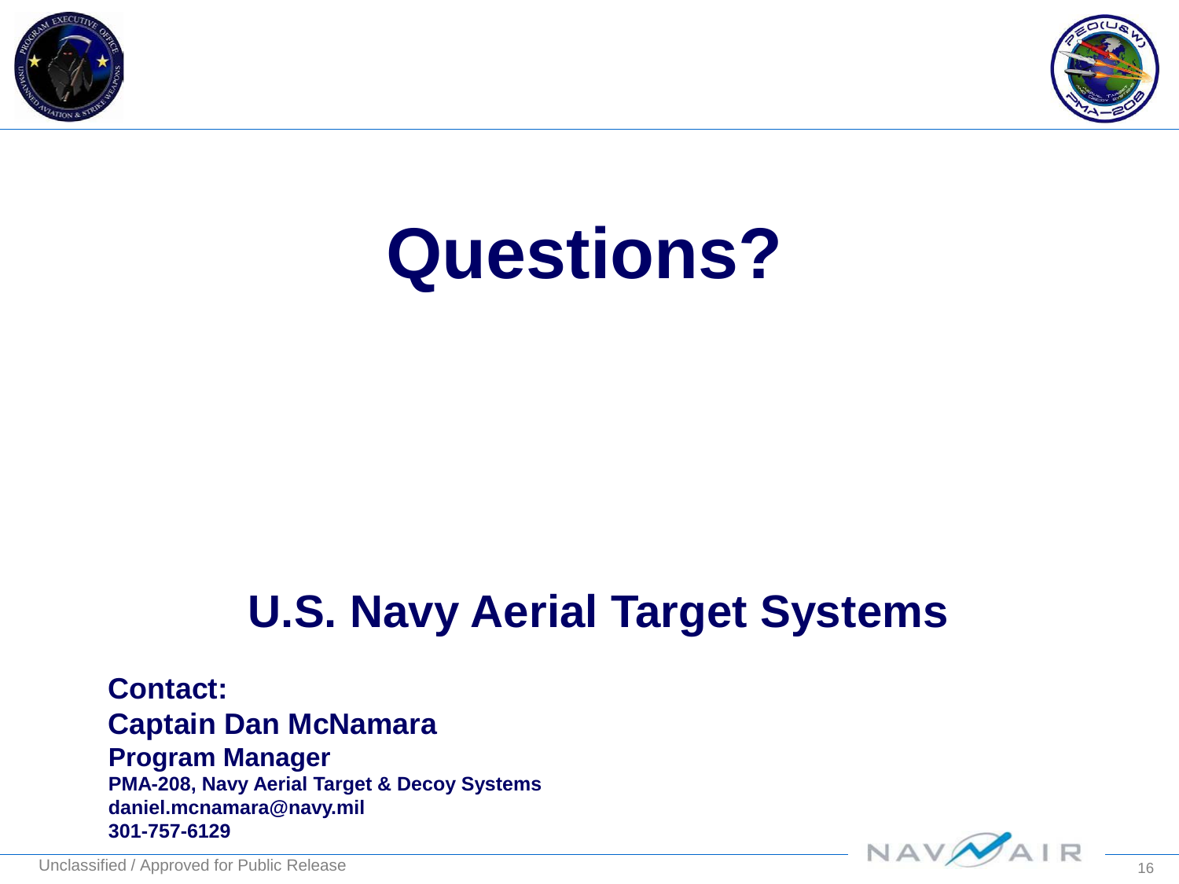# Questions?

## U.S. Navy Aerial Target Systems

**Contact:**
**Captain Dan McNamara**
**Program Manager**
**PMA-208, Navy Aerial Target & Decoy Systems**
**daniel.mcnamara@navy.mil**
**301-757-6129**

Unclassified / Approved for Public Release